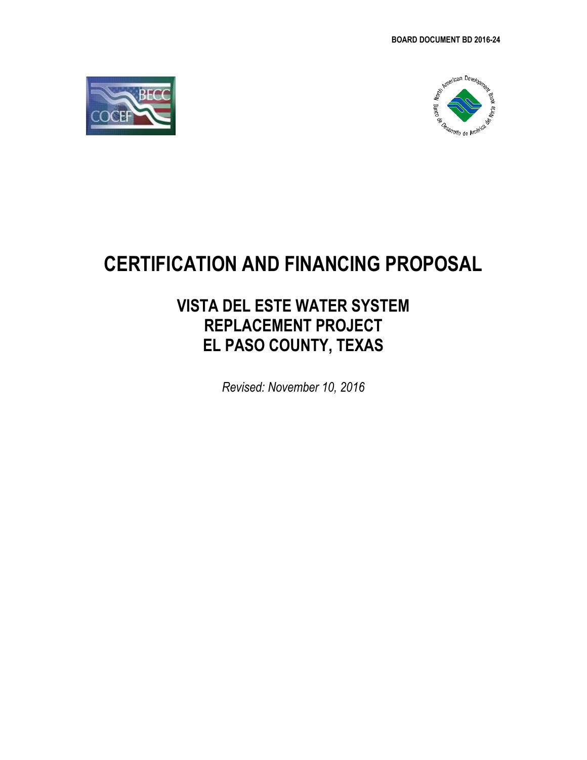BOARD DOCUMENT BD 2016-24

# CERTIFICATION AND FINANCING PROPOSAL

## VISTA DEL ESTE WATER SYSTEM REPLACEMENT PROJECT EL PASO COUNTY, TEXAS

*Revised: November 10, 2016*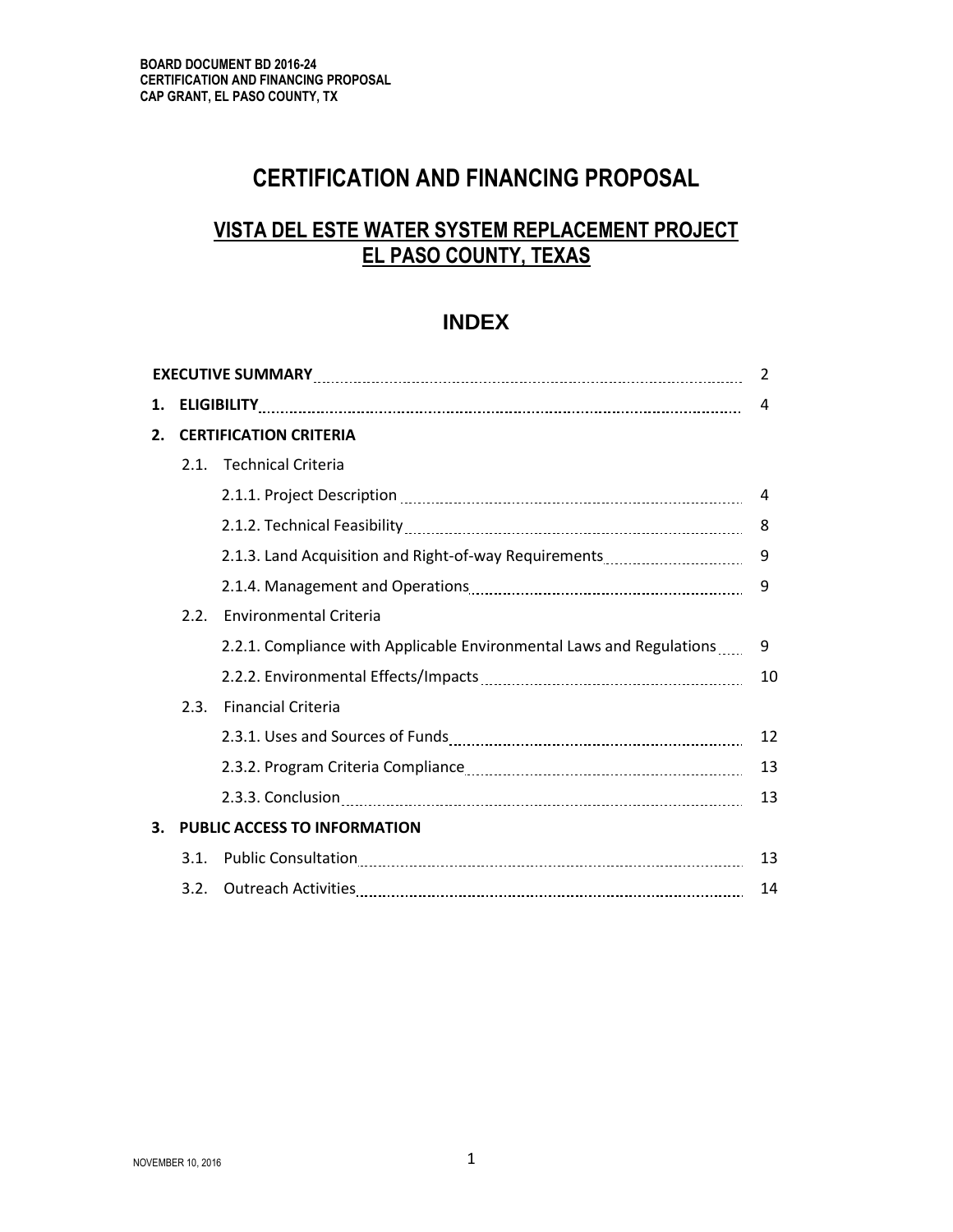# CERTIFICATION AND FINANCING PROPOSAL

## VISTA DEL ESTE WATER SYSTEM REPLACEMENT PROJECT
## EL PASO COUNTY, TEXAS

## INDEX

| | | |
|---|---|---|
| **EXECUTIVE SUMMARY** | | 2 |
| **1. ELIGIBILITY** | | 4 |
| **2. CERTIFICATION CRITERIA** | | |
| 2.1. Technical Criteria | | |
| | 2.1.1. Project Description | 4 |
| | 2.1.2. Technical Feasibility | 8 |
| | 2.1.3. Land Acquisition and Right-of-way Requirements | 9 |
| | 2.1.4. Management and Operations | 9 |
| 2.2. Environmental Criteria | | |
| | 2.2.1. Compliance with Applicable Environmental Laws and Regulations | 9 |
| | 2.2.2. Environmental Effects/Impacts | 10 |
| 2.3. Financial Criteria | | |
| | 2.3.1. Uses and Sources of Funds | 12 |
| | 2.3.2. Program Criteria Compliance | 13 |
| | 2.3.3. Conclusion | 13 |
| **3. PUBLIC ACCESS TO INFORMATION** | | |
| 3.1. Public Consultation | | 13 |
| 3.2. Outreach Activities | | 14 |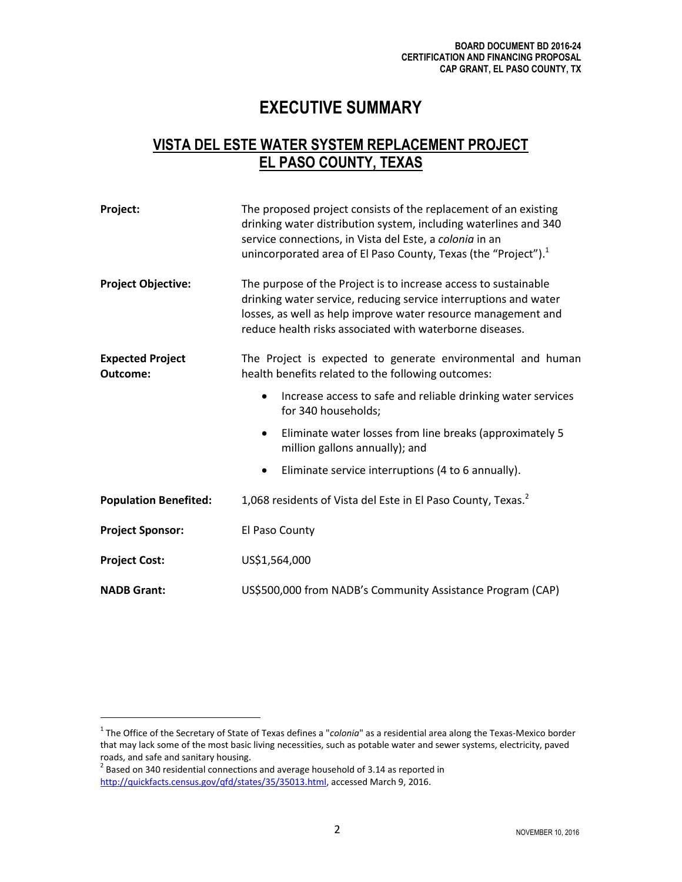# EXECUTIVE SUMMARY

## VISTA DEL ESTE WATER SYSTEM REPLACEMENT PROJECT EL PASO COUNTY, TEXAS

**Project:** The proposed project consists of the replacement of an existing drinking water distribution system, including waterlines and 340 service connections, in Vista del Este, a *colonia* in an unincorporated area of El Paso County, Texas (the "Project").[1]

**Project Objective:** The purpose of the Project is to increase access to sustainable drinking water service, reducing service interruptions and water losses, as well as help improve water resource management and reduce health risks associated with waterborne diseases.

**Expected Project Outcome:** The Project is expected to generate environmental and human health benefits related to the following outcomes:

- Increase access to safe and reliable drinking water services for 340 households;
- Eliminate water losses from line breaks (approximately 5 million gallons annually); and
- Eliminate service interruptions (4 to 6 annually).

**Population Benefited:** 1,068 residents of Vista del Este in El Paso County, Texas.[2]

**Project Sponsor:** El Paso County

**Project Cost:** US$1,564,000

**NADB Grant:** US$500,000 from NADB's Community Assistance Program (CAP)

---

[1] The Office of the Secretary of State of Texas defines a "*colonia*" as a residential area along the Texas-Mexico border that may lack some of the most basic living necessities, such as potable water and sewer systems, electricity, paved roads, and safe and sanitary housing.

[2] Based on 340 residential connections and average household of 3.14 as reported in http://quickfacts.census.gov/qfd/states/35/35013.html, accessed March 9, 2016.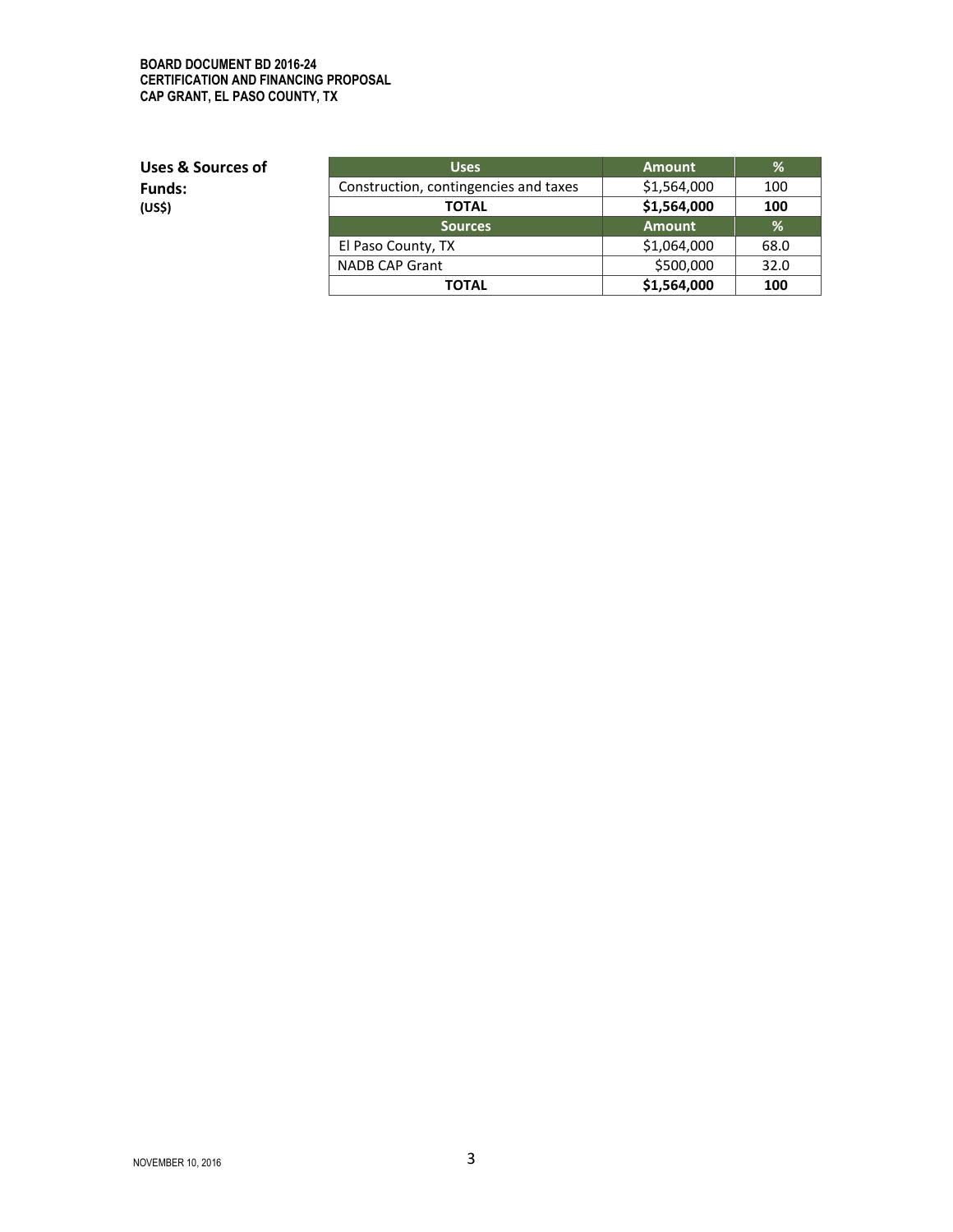**Uses & Sources of Funds:**
**(US$)**

| Uses | Amount | % |
|---|---|---|
| Construction, contingencies and taxes | $1,564,000 | 100 |
| **TOTAL** | **$1,564,000** | **100** |
| **Sources** | **Amount** | **%** |
| El Paso County, TX | $1,064,000 | 68.0 |
| NADB CAP Grant | $500,000 | 32.0 |
| **TOTAL** | **$1,564,000** | **100** |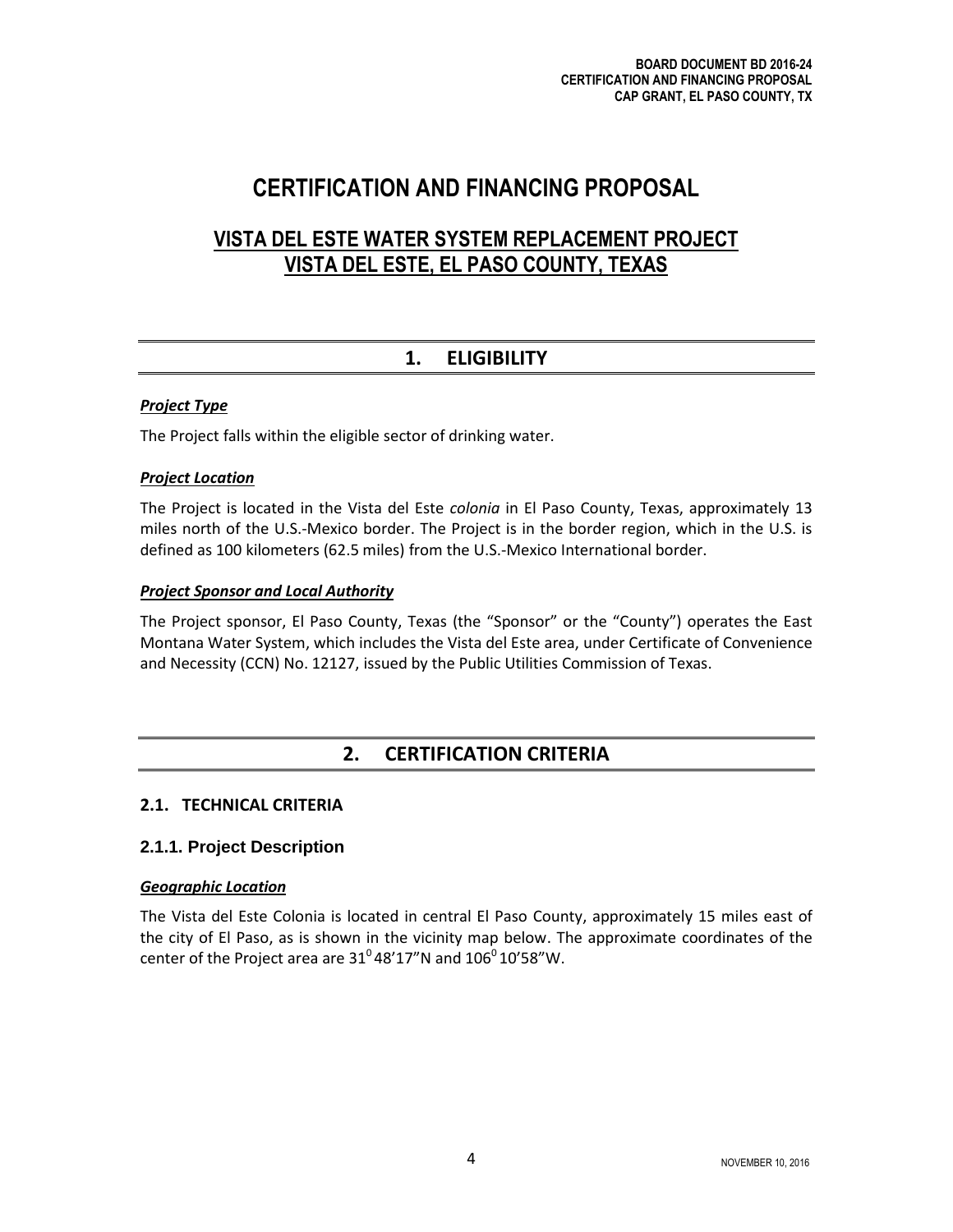# CERTIFICATION AND FINANCING PROPOSAL

## VISTA DEL ESTE WATER SYSTEM REPLACEMENT PROJECT
## VISTA DEL ESTE, EL PASO COUNTY, TEXAS

## 1. ELIGIBILITY

***Project Type***

The Project falls within the eligible sector of drinking water.

***Project Location***

The Project is located in the Vista del Este *colonia* in El Paso County, Texas, approximately 13 miles north of the U.S.-Mexico border. The Project is in the border region, which in the U.S. is defined as 100 kilometers (62.5 miles) from the U.S.-Mexico International border.

***Project Sponsor and Local Authority***

The Project sponsor, El Paso County, Texas (the "Sponsor" or the "County") operates the East Montana Water System, which includes the Vista del Este area, under Certificate of Convenience and Necessity (CCN) No. 12127, issued by the Public Utilities Commission of Texas.

## 2. CERTIFICATION CRITERIA

### 2.1. TECHNICAL CRITERIA

#### 2.1.1. Project Description

***Geographic Location***

The Vista del Este Colonia is located in central El Paso County, approximately 15 miles east of the city of El Paso, as is shown in the vicinity map below. The approximate coordinates of the center of the Project area are $31^0$48'17"N and $106^0$10'58"W.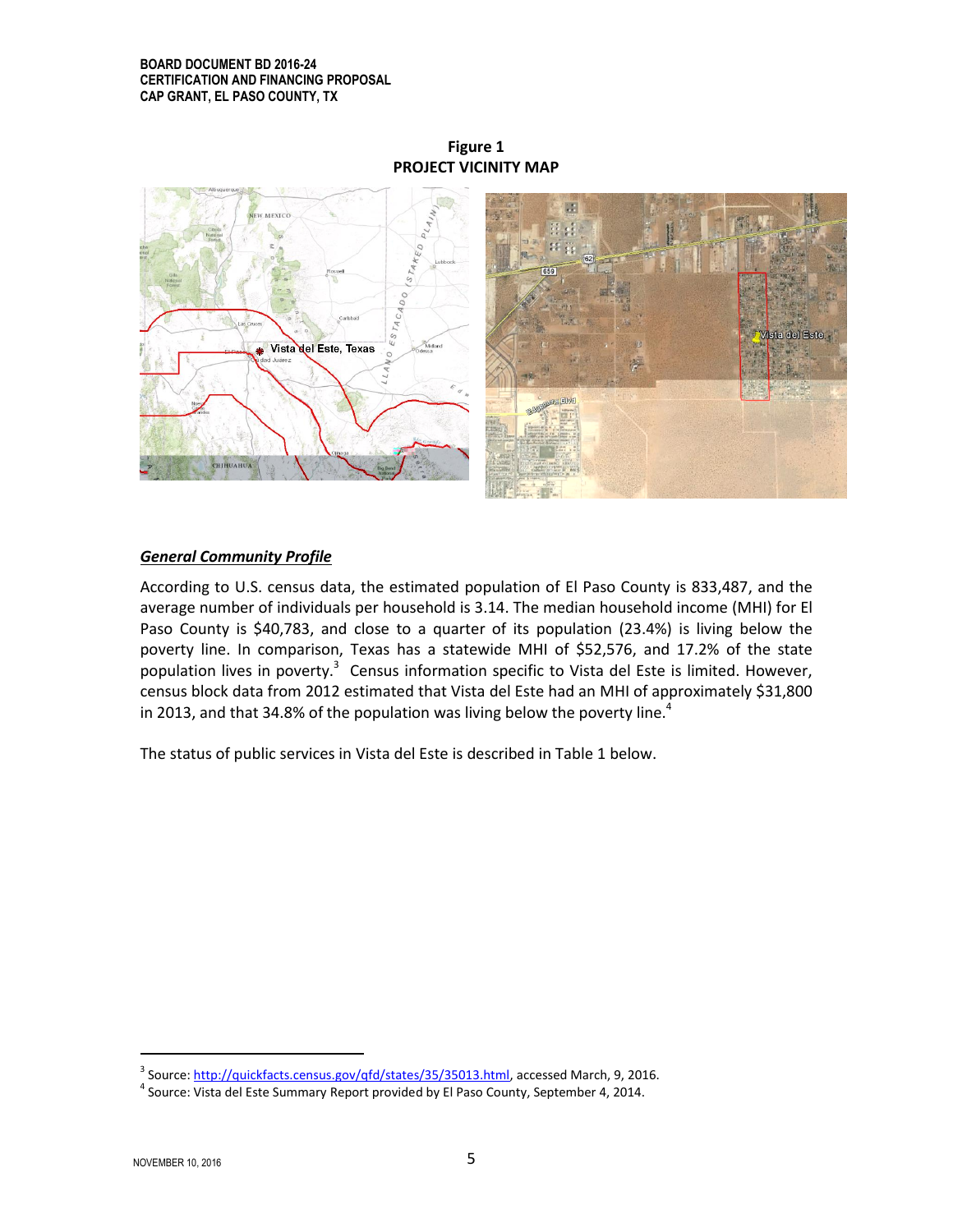**Figure 1**
**PROJECT VICINITY MAP**

***General Community Profile***

According to U.S. census data, the estimated population of El Paso County is 833,487, and the average number of individuals per household is 3.14. The median household income (MHI) for El Paso County is $40,783, and close to a quarter of its population (23.4%) is living below the poverty line. In comparison, Texas has a statewide MHI of $52,576, and 17.2% of the state population lives in poverty.[3] Census information specific to Vista del Este is limited. However, census block data from 2012 estimated that Vista del Este had an MHI of approximately $31,800 in 2013, and that 34.8% of the population was living below the poverty line.[4]

The status of public services in Vista del Este is described in Table 1 below.

---

[3] Source: http://quickfacts.census.gov/qfd/states/35/35013.html, accessed March, 9, 2016.

[4] Source: Vista del Este Summary Report provided by El Paso County, September 4, 2014.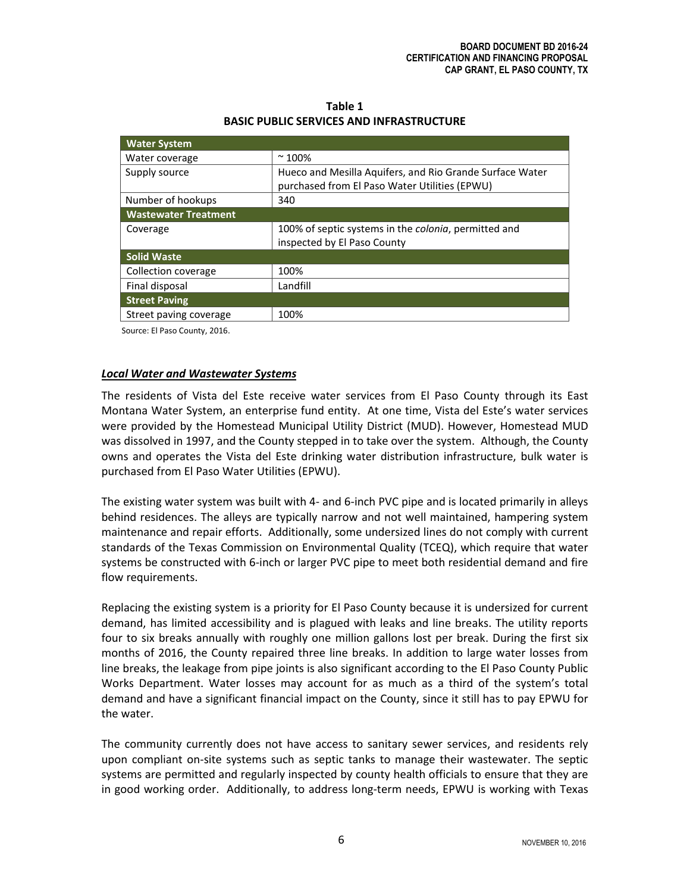**Table 1**
**BASIC PUBLIC SERVICES AND INFRASTRUCTURE**

| **Water System** | |
|---|---|
| Water coverage | ~ 100% |
| Supply source | Hueco and Mesilla Aquifers, and Rio Grande Surface Water purchased from El Paso Water Utilities (EPWU) |
| Number of hookups | 340 |
| **Wastewater Treatment** | |
| Coverage | 100% of septic systems in the *colonia*, permitted and inspected by El Paso County |
| **Solid Waste** | |
| Collection coverage | 100% |
| Final disposal | Landfill |
| **Street Paving** | |
| Street paving coverage | 100% |

Source: El Paso County, 2016.

### ***Local Water and Wastewater Systems***

The residents of Vista del Este receive water services from El Paso County through its East Montana Water System, an enterprise fund entity. At one time, Vista del Este's water services were provided by the Homestead Municipal Utility District (MUD). However, Homestead MUD was dissolved in 1997, and the County stepped in to take over the system. Although, the County owns and operates the Vista del Este drinking water distribution infrastructure, bulk water is purchased from El Paso Water Utilities (EPWU).

The existing water system was built with 4- and 6-inch PVC pipe and is located primarily in alleys behind residences. The alleys are typically narrow and not well maintained, hampering system maintenance and repair efforts. Additionally, some undersized lines do not comply with current standards of the Texas Commission on Environmental Quality (TCEQ), which require that water systems be constructed with 6-inch or larger PVC pipe to meet both residential demand and fire flow requirements.

Replacing the existing system is a priority for El Paso County because it is undersized for current demand, has limited accessibility and is plagued with leaks and line breaks. The utility reports four to six breaks annually with roughly one million gallons lost per break. During the first six months of 2016, the County repaired three line breaks. In addition to large water losses from line breaks, the leakage from pipe joints is also significant according to the El Paso County Public Works Department. Water losses may account for as much as a third of the system's total demand and have a significant financial impact on the County, since it still has to pay EPWU for the water.

The community currently does not have access to sanitary sewer services, and residents rely upon compliant on-site systems such as septic tanks to manage their wastewater. The septic systems are permitted and regularly inspected by county health officials to ensure that they are in good working order. Additionally, to address long-term needs, EPWU is working with Texas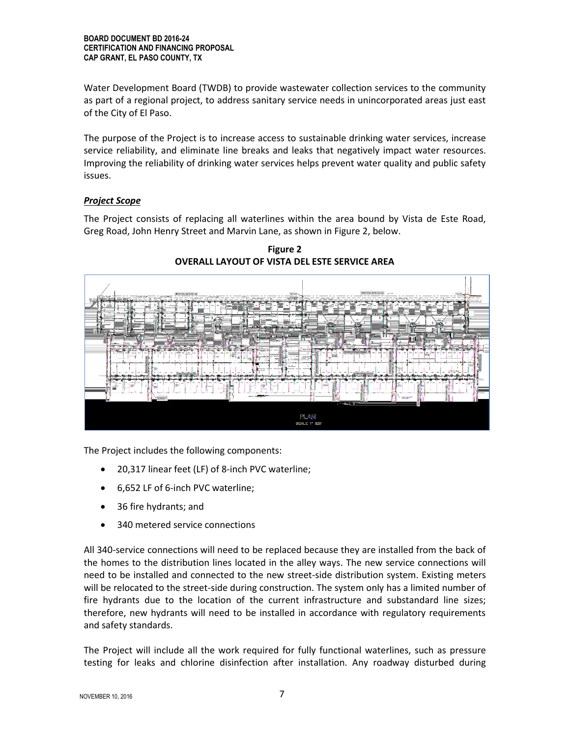Water Development Board (TWDB) to provide wastewater collection services to the community as part of a regional project, to address sanitary service needs in unincorporated areas just east of the City of El Paso.

The purpose of the Project is to increase access to sustainable drinking water services, increase service reliability, and eliminate line breaks and leaks that negatively impact water resources. Improving the reliability of drinking water services helps prevent water quality and public safety issues.

***Project Scope***

The Project consists of replacing all waterlines within the area bound by Vista de Este Road, Greg Road, John Henry Street and Marvin Lane, as shown in Figure 2, below.

**Figure 2**
**OVERALL LAYOUT OF VISTA DEL ESTE SERVICE AREA**

The Project includes the following components:

- 20,317 linear feet (LF) of 8-inch PVC waterline;
- 6,652 LF of 6-inch PVC waterline;
- 36 fire hydrants; and
- 340 metered service connections

All 340-service connections will need to be replaced because they are installed from the back of the homes to the distribution lines located in the alley ways. The new service connections will need to be installed and connected to the new street-side distribution system. Existing meters will be relocated to the street-side during construction. The system only has a limited number of fire hydrants due to the location of the current infrastructure and substandard line sizes; therefore, new hydrants will need to be installed in accordance with regulatory requirements and safety standards.

The Project will include all the work required for fully functional waterlines, such as pressure testing for leaks and chlorine disinfection after installation. Any roadway disturbed during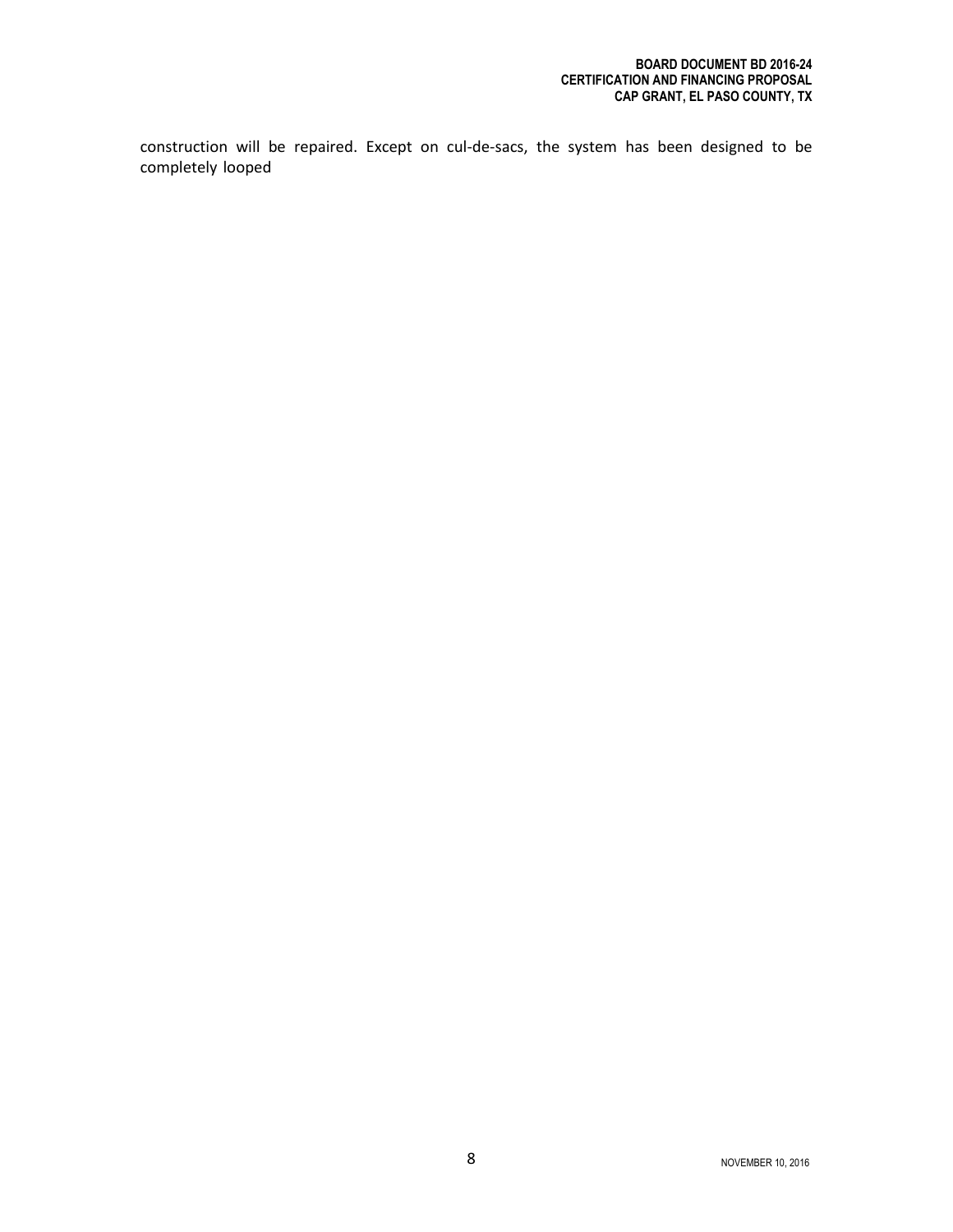construction will be repaired. Except on cul-de-sacs, the system has been designed to be completely looped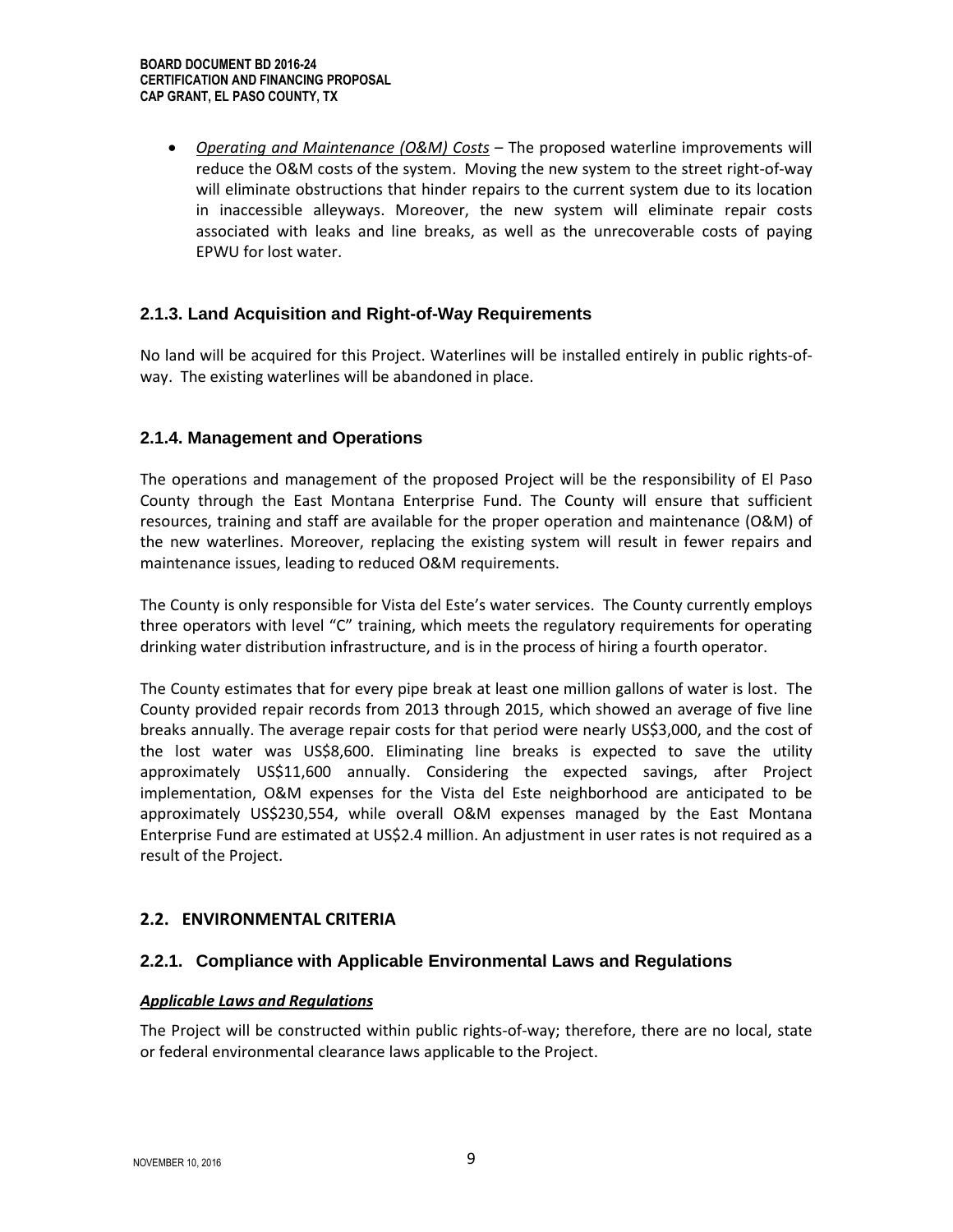- *Operating and Maintenance (O&M) Costs* – The proposed waterline improvements will reduce the O&M costs of the system. Moving the new system to the street right-of-way will eliminate obstructions that hinder repairs to the current system due to its location in inaccessible alleyways. Moreover, the new system will eliminate repair costs associated with leaks and line breaks, as well as the unrecoverable costs of paying EPWU for lost water.

### 2.1.3. Land Acquisition and Right-of-Way Requirements

No land will be acquired for this Project. Waterlines will be installed entirely in public rights-of-way. The existing waterlines will be abandoned in place.

### 2.1.4. Management and Operations

The operations and management of the proposed Project will be the responsibility of El Paso County through the East Montana Enterprise Fund. The County will ensure that sufficient resources, training and staff are available for the proper operation and maintenance (O&M) of the new waterlines. Moreover, replacing the existing system will result in fewer repairs and maintenance issues, leading to reduced O&M requirements.

The County is only responsible for Vista del Este's water services. The County currently employs three operators with level "C" training, which meets the regulatory requirements for operating drinking water distribution infrastructure, and is in the process of hiring a fourth operator.

The County estimates that for every pipe break at least one million gallons of water is lost. The County provided repair records from 2013 through 2015, which showed an average of five line breaks annually. The average repair costs for that period were nearly US$3,000, and the cost of the lost water was US$8,600. Eliminating line breaks is expected to save the utility approximately US$11,600 annually. Considering the expected savings, after Project implementation, O&M expenses for the Vista del Este neighborhood are anticipated to be approximately US$230,554, while overall O&M expenses managed by the East Montana Enterprise Fund are estimated at US$2.4 million. An adjustment in user rates is not required as a result of the Project.

## 2.2. ENVIRONMENTAL CRITERIA

### 2.2.1. Compliance with Applicable Environmental Laws and Regulations

***Applicable Laws and Regulations***

The Project will be constructed within public rights-of-way; therefore, there are no local, state or federal environmental clearance laws applicable to the Project.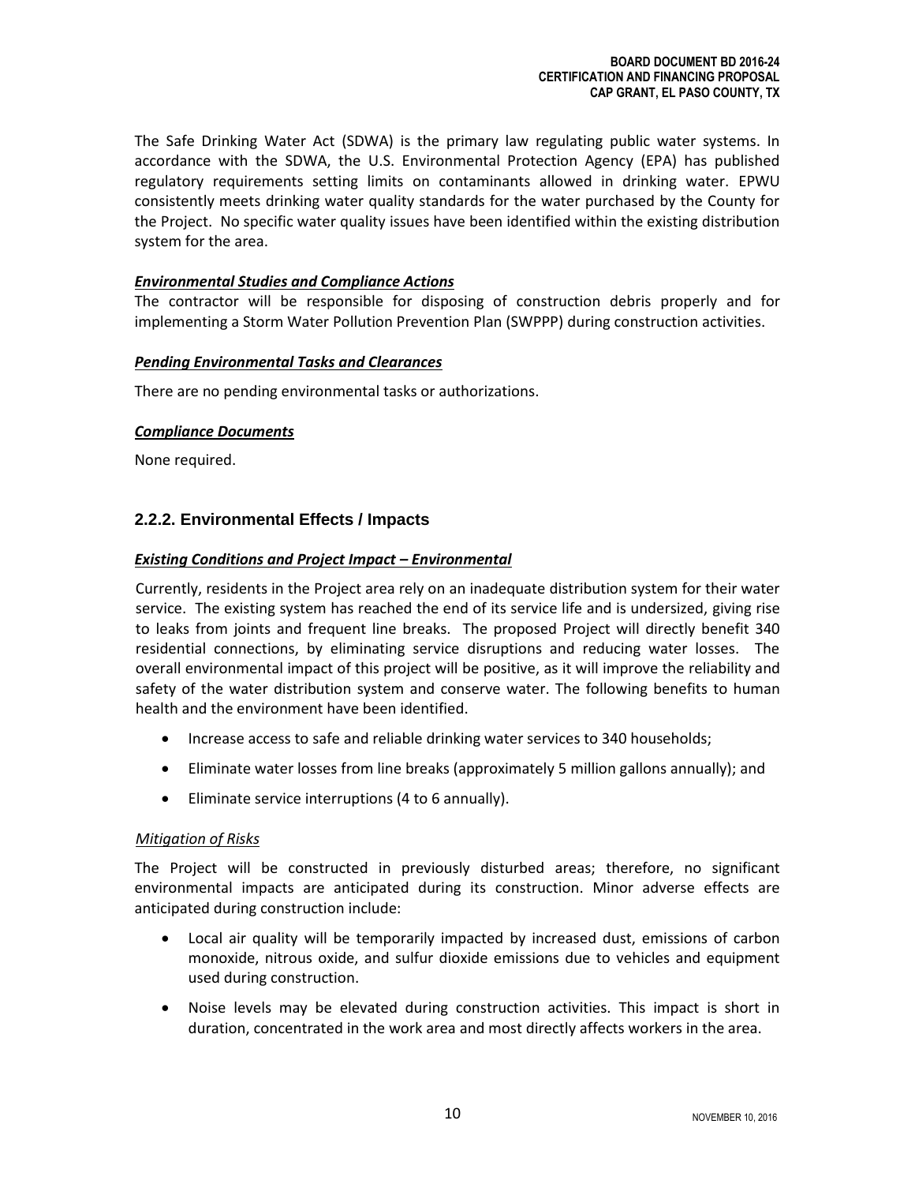The Safe Drinking Water Act (SDWA) is the primary law regulating public water systems. In accordance with the SDWA, the U.S. Environmental Protection Agency (EPA) has published regulatory requirements setting limits on contaminants allowed in drinking water. EPWU consistently meets drinking water quality standards for the water purchased by the County for the Project. No specific water quality issues have been identified within the existing distribution system for the area.

***Environmental Studies and Compliance Actions***

The contractor will be responsible for disposing of construction debris properly and for implementing a Storm Water Pollution Prevention Plan (SWPPP) during construction activities.

***Pending Environmental Tasks and Clearances***

There are no pending environmental tasks or authorizations.

***Compliance Documents***

None required.

### 2.2.2. Environmental Effects / Impacts

***Existing Conditions and Project Impact – Environmental***

Currently, residents in the Project area rely on an inadequate distribution system for their water service. The existing system has reached the end of its service life and is undersized, giving rise to leaks from joints and frequent line breaks. The proposed Project will directly benefit 340 residential connections, by eliminating service disruptions and reducing water losses. The overall environmental impact of this project will be positive, as it will improve the reliability and safety of the water distribution system and conserve water. The following benefits to human health and the environment have been identified.

- Increase access to safe and reliable drinking water services to 340 households;
- Eliminate water losses from line breaks (approximately 5 million gallons annually); and
- Eliminate service interruptions (4 to 6 annually).

*Mitigation of Risks*

The Project will be constructed in previously disturbed areas; therefore, no significant environmental impacts are anticipated during its construction. Minor adverse effects are anticipated during construction include:

- Local air quality will be temporarily impacted by increased dust, emissions of carbon monoxide, nitrous oxide, and sulfur dioxide emissions due to vehicles and equipment used during construction.
- Noise levels may be elevated during construction activities. This impact is short in duration, concentrated in the work area and most directly affects workers in the area.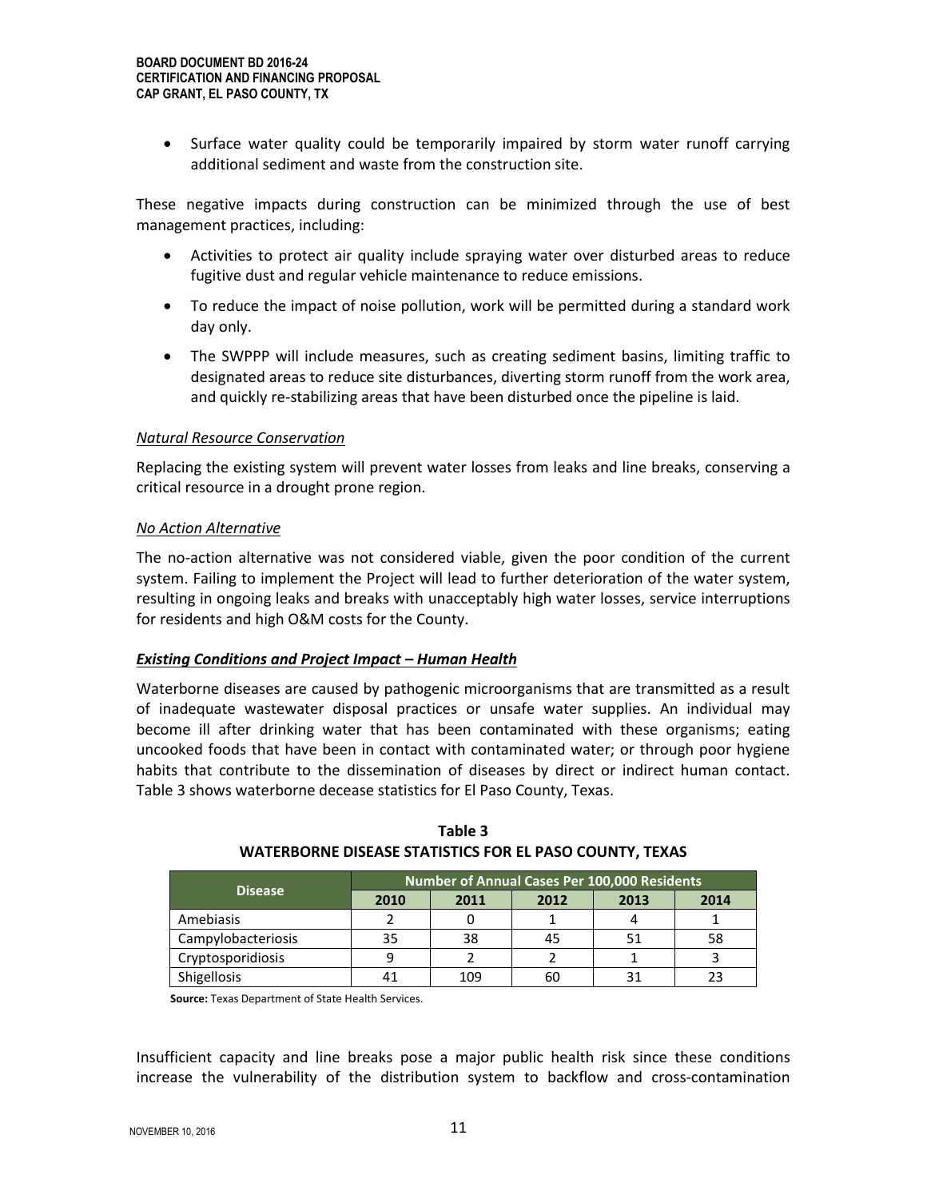- Surface water quality could be temporarily impaired by storm water runoff carrying additional sediment and waste from the construction site.

These negative impacts during construction can be minimized through the use of best management practices, including:

- Activities to protect air quality include spraying water over disturbed areas to reduce fugitive dust and regular vehicle maintenance to reduce emissions.
- To reduce the impact of noise pollution, work will be permitted during a standard work day only.
- The SWPPP will include measures, such as creating sediment basins, limiting traffic to designated areas to reduce site disturbances, diverting storm runoff from the work area, and quickly re-stabilizing areas that have been disturbed once the pipeline is laid.

*Natural Resource Conservation*

Replacing the existing system will prevent water losses from leaks and line breaks, conserving a critical resource in a drought prone region.

*No Action Alternative*

The no-action alternative was not considered viable, given the poor condition of the current system. Failing to implement the Project will lead to further deterioration of the water system, resulting in ongoing leaks and breaks with unacceptably high water losses, service interruptions for residents and high O&M costs for the County.

***Existing Conditions and Project Impact – Human Health***

Waterborne diseases are caused by pathogenic microorganisms that are transmitted as a result of inadequate wastewater disposal practices or unsafe water supplies. An individual may become ill after drinking water that has been contaminated with these organisms; eating uncooked foods that have been in contact with contaminated water; or through poor hygiene habits that contribute to the dissemination of diseases by direct or indirect human contact. Table 3 shows waterborne decease statistics for El Paso County, Texas.

**Table 3**
**WATERBORNE DISEASE STATISTICS FOR EL PASO COUNTY, TEXAS**

| Disease | Number of Annual Cases Per 100,000 Residents | | | | |
|---|---|---|---|---|---|
| | 2010 | 2011 | 2012 | 2013 | 2014 |
| Amebiasis | 2 | 0 | 1 | 4 | 1 |
| Campylobacteriosis | 35 | 38 | 45 | 51 | 58 |
| Cryptosporidiosis | 9 | 2 | 2 | 1 | 3 |
| Shigellosis | 41 | 109 | 60 | 31 | 23 |

**Source:** Texas Department of State Health Services.

Insufficient capacity and line breaks pose a major public health risk since these conditions increase the vulnerability of the distribution system to backflow and cross-contamination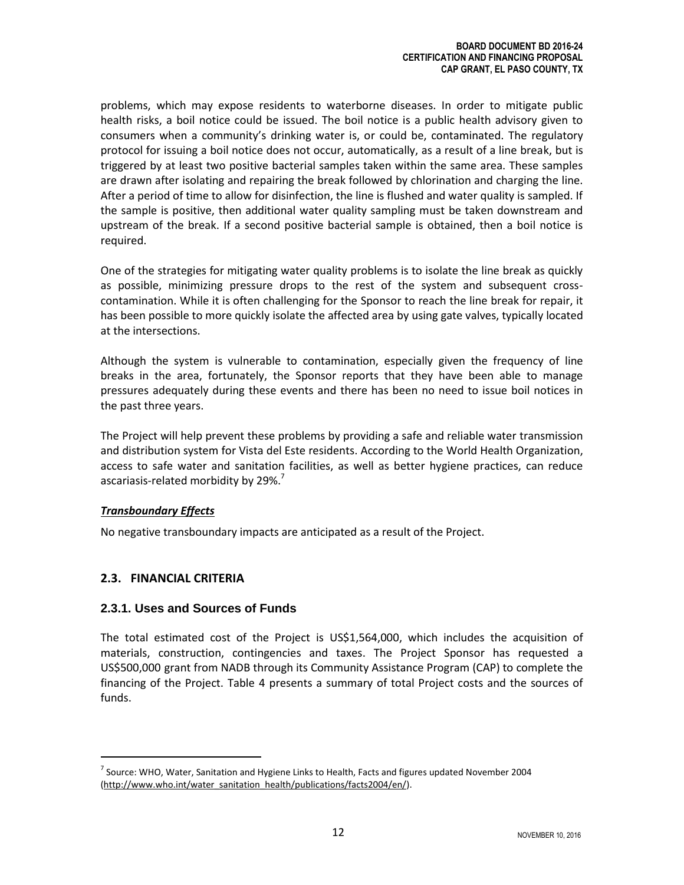problems, which may expose residents to waterborne diseases. In order to mitigate public health risks, a boil notice could be issued. The boil notice is a public health advisory given to consumers when a community's drinking water is, or could be, contaminated. The regulatory protocol for issuing a boil notice does not occur, automatically, as a result of a line break, but is triggered by at least two positive bacterial samples taken within the same area. These samples are drawn after isolating and repairing the break followed by chlorination and charging the line. After a period of time to allow for disinfection, the line is flushed and water quality is sampled. If the sample is positive, then additional water quality sampling must be taken downstream and upstream of the break. If a second positive bacterial sample is obtained, then a boil notice is required.

One of the strategies for mitigating water quality problems is to isolate the line break as quickly as possible, minimizing pressure drops to the rest of the system and subsequent cross-contamination. While it is often challenging for the Sponsor to reach the line break for repair, it has been possible to more quickly isolate the affected area by using gate valves, typically located at the intersections.

Although the system is vulnerable to contamination, especially given the frequency of line breaks in the area, fortunately, the Sponsor reports that they have been able to manage pressures adequately during these events and there has been no need to issue boil notices in the past three years.

The Project will help prevent these problems by providing a safe and reliable water transmission and distribution system for Vista del Este residents. According to the World Health Organization, access to safe water and sanitation facilities, as well as better hygiene practices, can reduce ascariasis-related morbidity by 29%.[7]

***Transboundary Effects***

No negative transboundary impacts are anticipated as a result of the Project.

## 2.3. FINANCIAL CRITERIA

### 2.3.1. Uses and Sources of Funds

The total estimated cost of the Project is US$1,564,000, which includes the acquisition of materials, construction, contingencies and taxes. The Project Sponsor has requested a US$500,000 grant from NADB through its Community Assistance Program (CAP) to complete the financing of the Project. Table 4 presents a summary of total Project costs and the sources of funds.

[7] Source: WHO, Water, Sanitation and Hygiene Links to Health, Facts and figures updated November 2004 (http://www.who.int/water_sanitation_health/publications/facts2004/en/).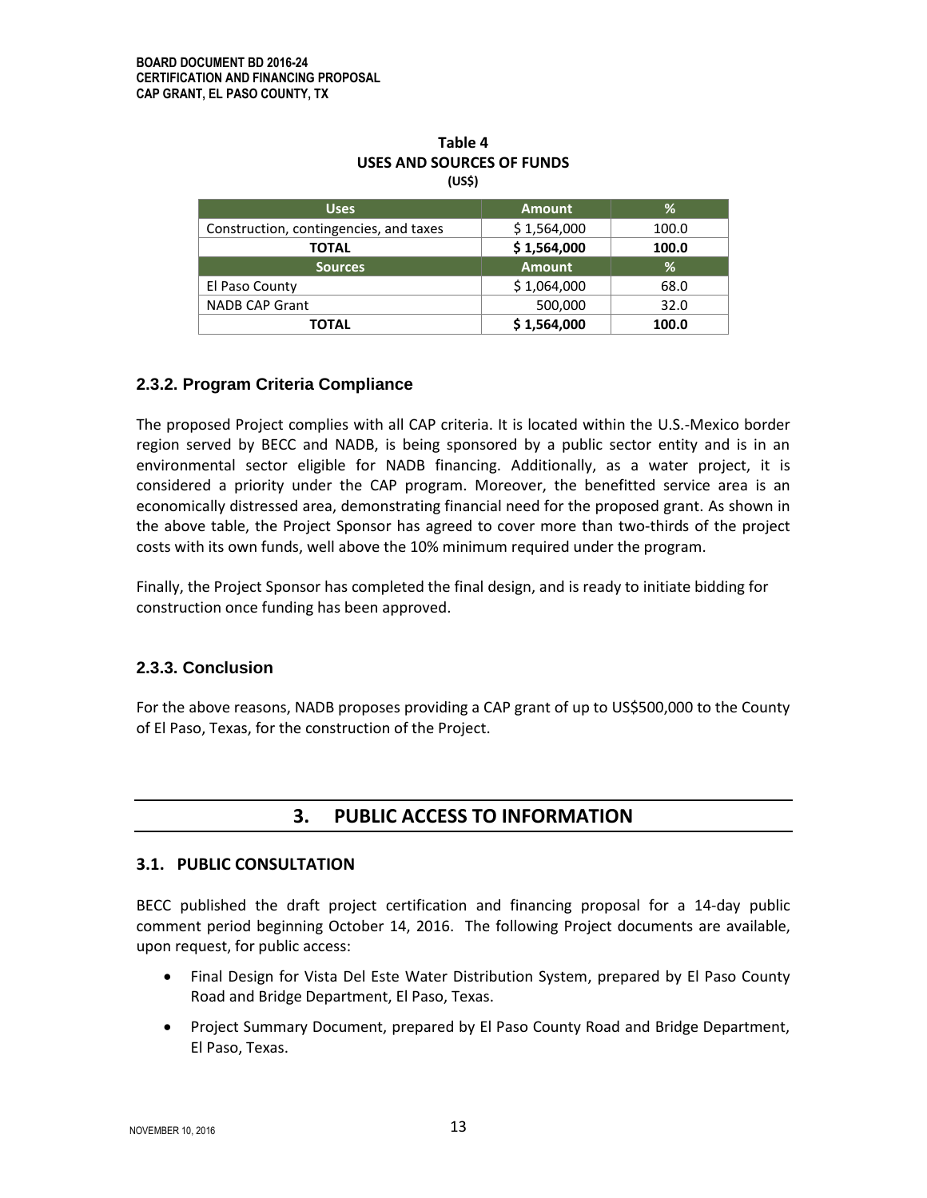**Table 4**
**USES AND SOURCES OF FUNDS**
**(US$)**

| Uses | Amount | % |
|---|---|---|
| Construction, contingencies, and taxes | $ 1,564,000 | 100.0 |
| **TOTAL** | **$ 1,564,000** | **100.0** |
| **Sources** | **Amount** | **%** |
| El Paso County | $ 1,064,000 | 68.0 |
| NADB CAP Grant | 500,000 | 32.0 |
| **TOTAL** | **$ 1,564,000** | **100.0** |

### 2.3.2. Program Criteria Compliance

The proposed Project complies with all CAP criteria. It is located within the U.S.-Mexico border region served by BECC and NADB, is being sponsored by a public sector entity and is in an environmental sector eligible for NADB financing. Additionally, as a water project, it is considered a priority under the CAP program. Moreover, the benefitted service area is an economically distressed area, demonstrating financial need for the proposed grant. As shown in the above table, the Project Sponsor has agreed to cover more than two-thirds of the project costs with its own funds, well above the 10% minimum required under the program.

Finally, the Project Sponsor has completed the final design, and is ready to initiate bidding for construction once funding has been approved.

### 2.3.3. Conclusion

For the above reasons, NADB proposes providing a CAP grant of up to US$500,000 to the County of El Paso, Texas, for the construction of the Project.

## 3. PUBLIC ACCESS TO INFORMATION

### 3.1. PUBLIC CONSULTATION

BECC published the draft project certification and financing proposal for a 14-day public comment period beginning October 14, 2016. The following Project documents are available, upon request, for public access:

- Final Design for Vista Del Este Water Distribution System, prepared by El Paso County Road and Bridge Department, El Paso, Texas.
- Project Summary Document, prepared by El Paso County Road and Bridge Department, El Paso, Texas.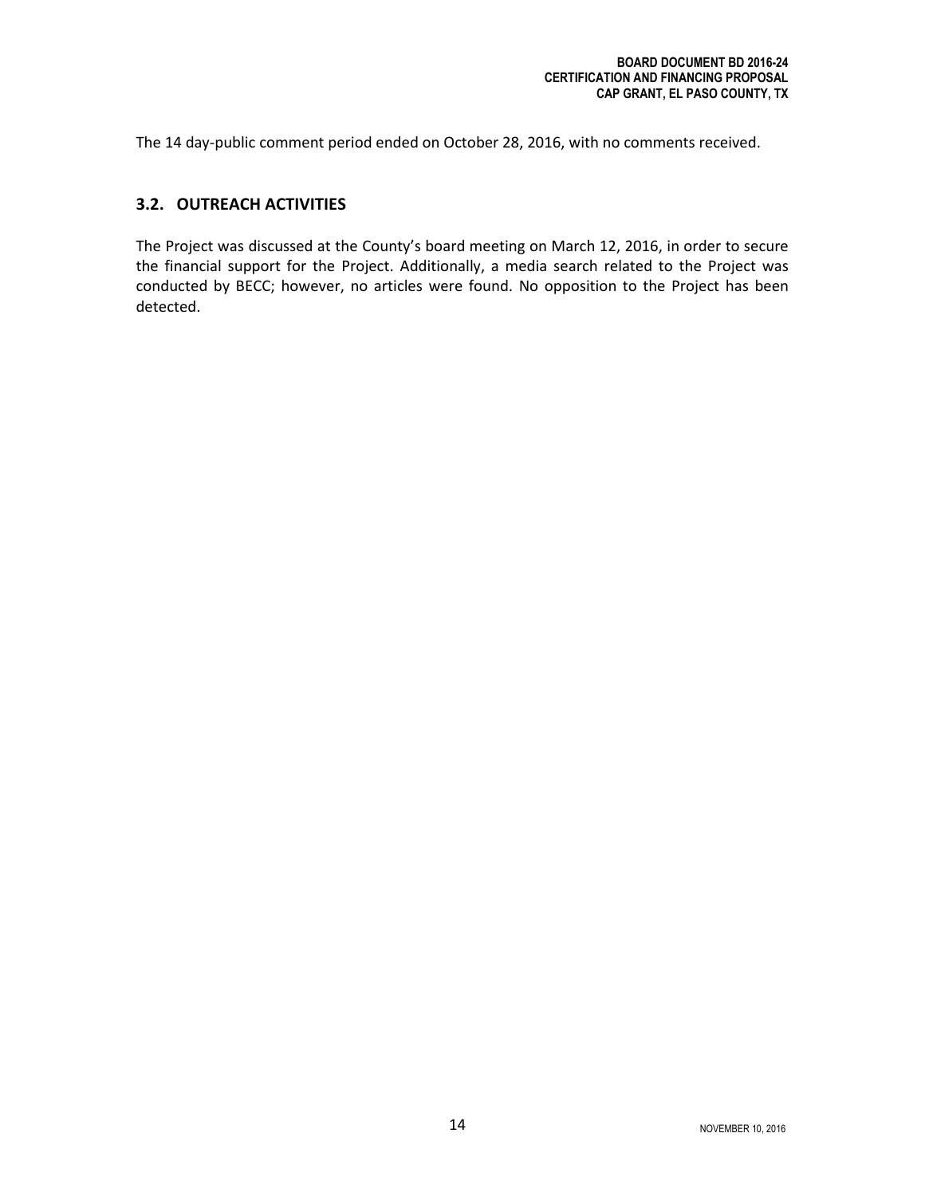The 14 day-public comment period ended on October 28, 2016, with no comments received.

## 3.2. OUTREACH ACTIVITIES

The Project was discussed at the County's board meeting on March 12, 2016, in order to secure the financial support for the Project. Additionally, a media search related to the Project was conducted by BECC; however, no articles were found. No opposition to the Project has been detected.